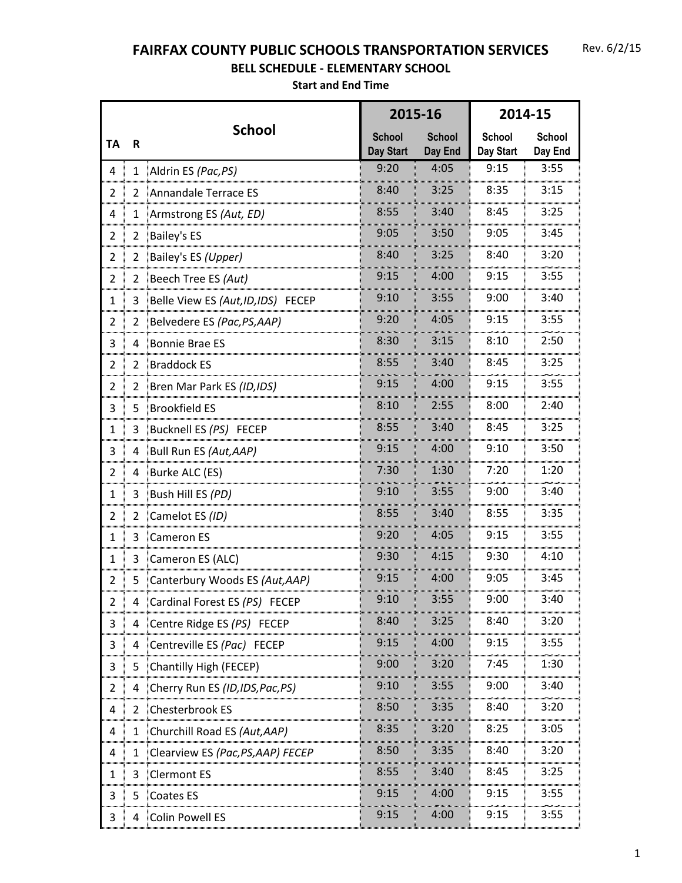# FAIRFAX COUNTY PUBLIC SCHOOLS TRANSPORTATION SERVICES

Rev. 6/2/15

## BELL SCHEDULE - ELEMENTARY SCHOOL

**Start and End Time**

| TA | R | School | 2015-16 | | 2014-15 | |
|---|---|---|---|---|---|---|
| | | | School Day Start | School Day End | School Day Start | School Day End |
| 4 | 1 | Aldrin ES *(Pac,PS)* | 9:20 | 4:05 | 9:15 | 3:55 |
| 2 | 2 | Annandale Terrace ES | 8:40 | 3:25 | 8:35 | 3:15 |
| 4 | 1 | Armstrong ES *(Aut, ED)* | 8:55 | 3:40 | 8:45 | 3:25 |
| 2 | 2 | Bailey's ES | 9:05 | 3:50 | 9:05 | 3:45 |
| 2 | 2 | Bailey's ES *(Upper)* | 8:40 | 3:25 | 8:40 | 3:20 |
| 2 | 2 | Beech Tree ES *(Aut)* | 9:15 | 4:00 | 9:15 | 3:55 |
| 1 | 3 | Belle View ES *(Aut,ID,IDS)* FECEP | 9:10 | 3:55 | 9:00 | 3:40 |
| 2 | 2 | Belvedere ES *(Pac,PS,AAP)* | 9:20 | 4:05 | 9:15 | 3:55 |
| 3 | 4 | Bonnie Brae ES | 8:30 | 3:15 | 8:10 | 2:50 |
| 2 | 2 | Braddock ES | 8:55 | 3:40 | 8:45 | 3:25 |
| 2 | 2 | Bren Mar Park ES *(ID,IDS)* | 9:15 | 4:00 | 9:15 | 3:55 |
| 3 | 5 | Brookfield ES | 8:10 | 2:55 | 8:00 | 2:40 |
| 1 | 3 | Bucknell ES *(PS)* FECEP | 8:55 | 3:40 | 8:45 | 3:25 |
| 3 | 4 | Bull Run ES *(Aut,AAP)* | 9:15 | 4:00 | 9:10 | 3:50 |
| 2 | 4 | Burke ALC (ES) | 7:30 | 1:30 | 7:20 | 1:20 |
| 1 | 3 | Bush Hill ES *(PD)* | 9:10 | 3:55 | 9:00 | 3:40 |
| 2 | 2 | Camelot ES *(ID)* | 8:55 | 3:40 | 8:55 | 3:35 |
| 1 | 3 | Cameron ES | 9:20 | 4:05 | 9:15 | 3:55 |
| 1 | 3 | Cameron ES (ALC) | 9:30 | 4:15 | 9:30 | 4:10 |
| 2 | 5 | Canterbury Woods ES *(Aut,AAP)* | 9:15 | 4:00 | 9:05 | 3:45 |
| 2 | 4 | Cardinal Forest ES *(PS)* FECEP | 9:10 | 3:55 | 9:00 | 3:40 |
| 3 | 4 | Centre Ridge ES *(PS)* FECEP | 8:40 | 3:25 | 8:40 | 3:20 |
| 3 | 4 | Centreville ES *(Pac)* FECEP | 9:15 | 4:00 | 9:15 | 3:55 |
| 3 | 5 | Chantilly High (FECEP) | 9:00 | 3:20 | 7:45 | 1:30 |
| 2 | 4 | Cherry Run ES *(ID,IDS,Pac,PS)* | 9:10 | 3:55 | 9:00 | 3:40 |
| 4 | 2 | Chesterbrook ES | 8:50 | 3:35 | 8:40 | 3:20 |
| 4 | 1 | Churchill Road ES *(Aut,AAP)* | 8:35 | 3:20 | 8:25 | 3:05 |
| 4 | 1 | Clearview ES *(Pac,PS,AAP) FECEP* | 8:50 | 3:35 | 8:40 | 3:20 |
| 1 | 3 | Clermont ES | 8:55 | 3:40 | 8:45 | 3:25 |
| 3 | 5 | Coates ES | 9:15 | 4:00 | 9:15 | 3:55 |
| 3 | 4 | Colin Powell ES | 9:15 | 4:00 | 9:15 | 3:55 |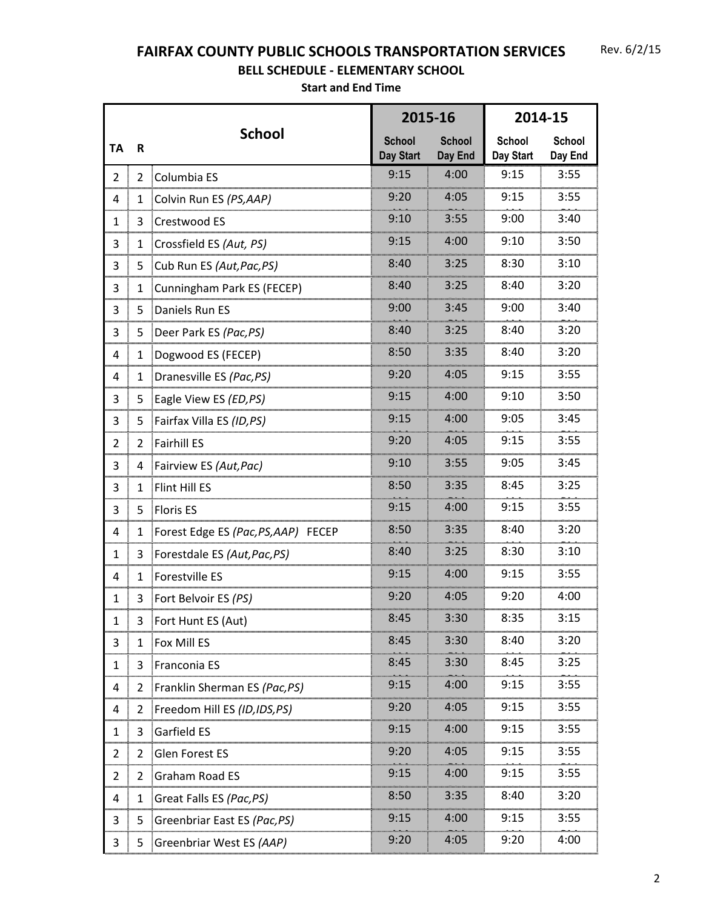# FAIRFAX COUNTY PUBLIC SCHOOLS TRANSPORTATION SERVICES

Rev. 6/2/15

## BELL SCHEDULE - ELEMENTARY SCHOOL

**Start and End Time**

| TA | R | School | 2015-16 | | 2014-15 | |
|---|---|---|---|---|---|---|
| | | | School Day Start | School Day End | School Day Start | School Day End |
| 2 | 2 | Columbia ES | 9:15 | 4:00 | 9:15 | 3:55 |
| 4 | 1 | Colvin Run ES *(PS,AAP)* | 9:20 | 4:05 | 9:15 | 3:55 |
| 1 | 3 | Crestwood ES | 9:10 | 3:55 | 9:00 | 3:40 |
| 3 | 1 | Crossfield ES *(Aut, PS)* | 9:15 | 4:00 | 9:10 | 3:50 |
| 3 | 5 | Cub Run ES *(Aut,Pac,PS)* | 8:40 | 3:25 | 8:30 | 3:10 |
| 3 | 1 | Cunningham Park ES (FECEP) | 8:40 | 3:25 | 8:40 | 3:20 |
| 3 | 5 | Daniels Run ES | 9:00 | 3:45 | 9:00 | 3:40 |
| 3 | 5 | Deer Park ES *(Pac,PS)* | 8:40 | 3:25 | 8:40 | 3:20 |
| 4 | 1 | Dogwood ES (FECEP) | 8:50 | 3:35 | 8:40 | 3:20 |
| 4 | 1 | Dranesville ES *(Pac,PS)* | 9:20 | 4:05 | 9:15 | 3:55 |
| 3 | 5 | Eagle View ES *(ED,PS)* | 9:15 | 4:00 | 9:10 | 3:50 |
| 3 | 5 | Fairfax Villa ES *(ID,PS)* | 9:15 | 4:00 | 9:05 | 3:45 |
| 2 | 2 | Fairhill ES | 9:20 | 4:05 | 9:15 | 3:55 |
| 3 | 4 | Fairview ES *(Aut,Pac)* | 9:10 | 3:55 | 9:05 | 3:45 |
| 3 | 1 | Flint Hill ES | 8:50 | 3:35 | 8:45 | 3:25 |
| 3 | 5 | Floris ES | 9:15 | 4:00 | 9:15 | 3:55 |
| 4 | 1 | Forest Edge ES *(Pac,PS,AAP)* FECEP | 8:50 | 3:35 | 8:40 | 3:20 |
| 1 | 3 | Forestdale ES *(Aut,Pac,PS)* | 8:40 | 3:25 | 8:30 | 3:10 |
| 4 | 1 | Forestville ES | 9:15 | 4:00 | 9:15 | 3:55 |
| 1 | 3 | Fort Belvoir ES *(PS)* | 9:20 | 4:05 | 9:20 | 4:00 |
| 1 | 3 | Fort Hunt ES (Aut) | 8:45 | 3:30 | 8:35 | 3:15 |
| 3 | 1 | Fox Mill ES | 8:45 | 3:30 | 8:40 | 3:20 |
| 1 | 3 | Franconia ES | 8:45 | 3:30 | 8:45 | 3:25 |
| 4 | 2 | Franklin Sherman ES *(Pac,PS)* | 9:15 | 4:00 | 9:15 | 3:55 |
| 4 | 2 | Freedom Hill ES *(ID,IDS,PS)* | 9:20 | 4:05 | 9:15 | 3:55 |
| 1 | 3 | Garfield ES | 9:15 | 4:00 | 9:15 | 3:55 |
| 2 | 2 | Glen Forest ES | 9:20 | 4:05 | 9:15 | 3:55 |
| 2 | 2 | Graham Road ES | 9:15 | 4:00 | 9:15 | 3:55 |
| 4 | 1 | Great Falls ES *(Pac,PS)* | 8:50 | 3:35 | 8:40 | 3:20 |
| 3 | 5 | Greenbriar East ES *(Pac,PS)* | 9:15 | 4:00 | 9:15 | 3:55 |
| 3 | 5 | Greenbriar West ES *(AAP)* | 9:20 | 4:05 | 9:20 | 4:00 |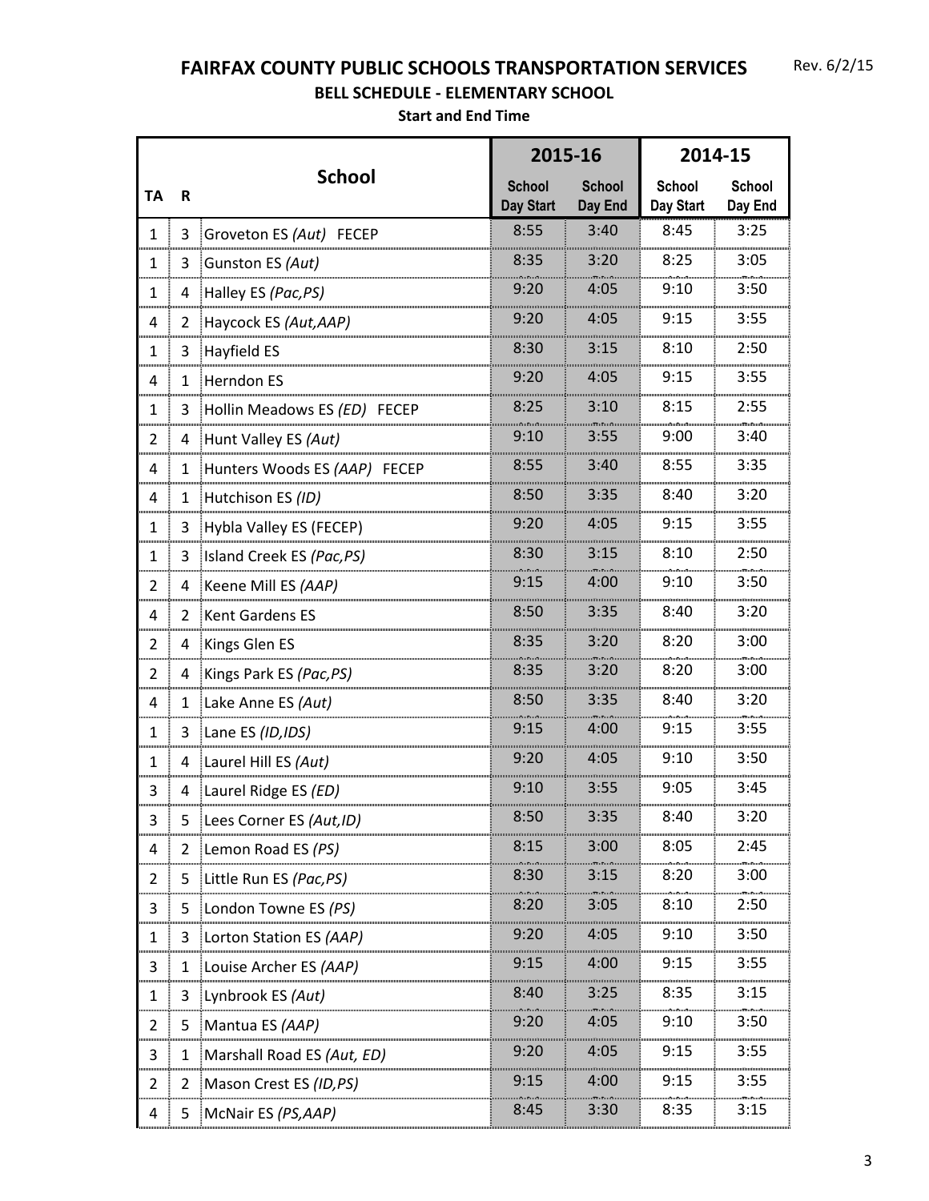# FAIRFAX COUNTY PUBLIC SCHOOLS TRANSPORTATION SERVICES

Rev. 6/2/15

## BELL SCHEDULE - ELEMENTARY SCHOOL

**Start and End Time**

| TA | R | School | 2015-16 | | 2014-15 | |
|---|---|---|---|---|---|---|
| | | | School Day Start | School Day End | School Day Start | School Day End |
| 1 | 3 | Groveton ES *(Aut)* FECEP | 8:55 | 3:40 | 8:45 | 3:25 |
| 1 | 3 | Gunston ES *(Aut)* | 8:35 | 3:20 | 8:25 | 3:05 |
| 1 | 4 | Halley ES *(Pac,PS)* | 9:20 | 4:05 | 9:10 | 3:50 |
| 4 | 2 | Haycock ES *(Aut,AAP)* | 9:20 | 4:05 | 9:15 | 3:55 |
| 1 | 3 | Hayfield ES | 8:30 | 3:15 | 8:10 | 2:50 |
| 4 | 1 | Herndon ES | 9:20 | 4:05 | 9:15 | 3:55 |
| 1 | 3 | Hollin Meadows ES *(ED)* FECEP | 8:25 | 3:10 | 8:15 | 2:55 |
| 2 | 4 | Hunt Valley ES *(Aut)* | 9:10 | 3:55 | 9:00 | 3:40 |
| 4 | 1 | Hunters Woods ES *(AAP)* FECEP | 8:55 | 3:40 | 8:55 | 3:35 |
| 4 | 1 | Hutchison ES *(ID)* | 8:50 | 3:35 | 8:40 | 3:20 |
| 1 | 3 | Hybla Valley ES (FECEP) | 9:20 | 4:05 | 9:15 | 3:55 |
| 1 | 3 | Island Creek ES *(Pac,PS)* | 8:30 | 3:15 | 8:10 | 2:50 |
| 2 | 4 | Keene Mill ES *(AAP)* | 9:15 | 4:00 | 9:10 | 3:50 |
| 4 | 2 | Kent Gardens ES | 8:50 | 3:35 | 8:40 | 3:20 |
| 2 | 4 | Kings Glen ES | 8:35 | 3:20 | 8:20 | 3:00 |
| 2 | 4 | Kings Park ES *(Pac,PS)* | 8:35 | 3:20 | 8:20 | 3:00 |
| 4 | 1 | Lake Anne ES *(Aut)* | 8:50 | 3:35 | 8:40 | 3:20 |
| 1 | 3 | Lane ES *(ID,IDS)* | 9:15 | 4:00 | 9:15 | 3:55 |
| 1 | 4 | Laurel Hill ES *(Aut)* | 9:20 | 4:05 | 9:10 | 3:50 |
| 3 | 4 | Laurel Ridge ES *(ED)* | 9:10 | 3:55 | 9:05 | 3:45 |
| 3 | 5 | Lees Corner ES *(Aut,ID)* | 8:50 | 3:35 | 8:40 | 3:20 |
| 4 | 2 | Lemon Road ES *(PS)* | 8:15 | 3:00 | 8:05 | 2:45 |
| 2 | 5 | Little Run ES *(Pac,PS)* | 8:30 | 3:15 | 8:20 | 3:00 |
| 3 | 5 | London Towne ES *(PS)* | 8:20 | 3:05 | 8:10 | 2:50 |
| 1 | 3 | Lorton Station ES *(AAP)* | 9:20 | 4:05 | 9:10 | 3:50 |
| 3 | 1 | Louise Archer ES *(AAP)* | 9:15 | 4:00 | 9:15 | 3:55 |
| 1 | 3 | Lynbrook ES *(Aut)* | 8:40 | 3:25 | 8:35 | 3:15 |
| 2 | 5 | Mantua ES *(AAP)* | 9:20 | 4:05 | 9:10 | 3:50 |
| 3 | 1 | Marshall Road ES *(Aut, ED)* | 9:20 | 4:05 | 9:15 | 3:55 |
| 2 | 2 | Mason Crest ES *(ID,PS)* | 9:15 | 4:00 | 9:15 | 3:55 |
| 4 | 5 | McNair ES *(PS,AAP)* | 8:45 | 3:30 | 8:35 | 3:15 |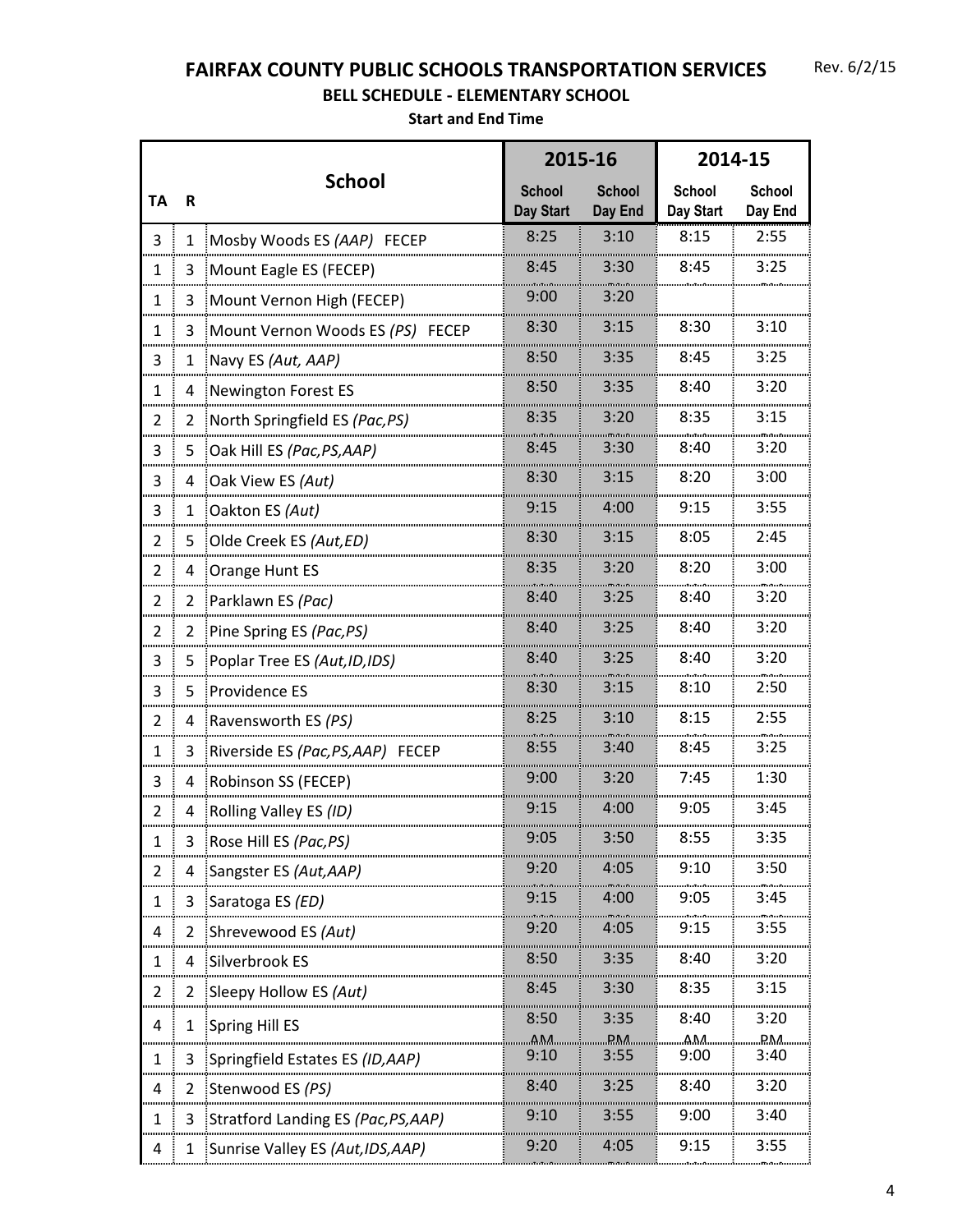# FAIRFAX COUNTY PUBLIC SCHOOLS TRANSPORTATION SERVICES

Rev. 6/2/15

## BELL SCHEDULE - ELEMENTARY SCHOOL

**Start and End Time**

| TA | R | School | 2015-16 | | 2014-15 | |
|---|---|---|---|---|---|---|
| | | | School Day Start | School Day End | School Day Start | School Day End |
| 3 | 1 | Mosby Woods ES *(AAP)* FECEP | 8:25 | 3:10 | 8:15 | 2:55 |
| 1 | 3 | Mount Eagle ES (FECEP) | 8:45 | 3:30 | 8:45 | 3:25 |
| 1 | 3 | Mount Vernon High (FECEP) | 9:00 | 3:20 | | |
| 1 | 3 | Mount Vernon Woods ES *(PS)* FECEP | 8:30 | 3:15 | 8:30 | 3:10 |
| 3 | 1 | Navy ES *(Aut, AAP)* | 8:50 | 3:35 | 8:45 | 3:25 |
| 1 | 4 | Newington Forest ES | 8:50 | 3:35 | 8:40 | 3:20 |
| 2 | 2 | North Springfield ES *(Pac,PS)* | 8:35 | 3:20 | 8:35 | 3:15 |
| 3 | 5 | Oak Hill ES *(Pac,PS,AAP)* | 8:45 | 3:30 | 8:40 | 3:20 |
| 3 | 4 | Oak View ES *(Aut)* | 8:30 | 3:15 | 8:20 | 3:00 |
| 3 | 1 | Oakton ES *(Aut)* | 9:15 | 4:00 | 9:15 | 3:55 |
| 2 | 5 | Olde Creek ES *(Aut,ED)* | 8:30 | 3:15 | 8:05 | 2:45 |
| 2 | 4 | Orange Hunt ES | 8:35 | 3:20 | 8:20 | 3:00 |
| 2 | 2 | Parklawn ES *(Pac)* | 8:40 | 3:25 | 8:40 | 3:20 |
| 2 | 2 | Pine Spring ES *(Pac,PS)* | 8:40 | 3:25 | 8:40 | 3:20 |
| 3 | 5 | Poplar Tree ES *(Aut,ID,IDS)* | 8:40 | 3:25 | 8:40 | 3:20 |
| 3 | 5 | Providence ES | 8:30 | 3:15 | 8:10 | 2:50 |
| 2 | 4 | Ravensworth ES *(PS)* | 8:25 | 3:10 | 8:15 | 2:55 |
| 1 | 3 | Riverside ES *(Pac,PS,AAP)* FECEP | 8:55 | 3:40 | 8:45 | 3:25 |
| 3 | 4 | Robinson SS (FECEP) | 9:00 | 3:20 | 7:45 | 1:30 |
| 2 | 4 | Rolling Valley ES *(ID)* | 9:15 | 4:00 | 9:05 | 3:45 |
| 1 | 3 | Rose Hill ES *(Pac,PS)* | 9:05 | 3:50 | 8:55 | 3:35 |
| 2 | 4 | Sangster ES *(Aut,AAP)* | 9:20 | 4:05 | 9:10 | 3:50 |
| 1 | 3 | Saratoga ES *(ED)* | 9:15 | 4:00 | 9:05 | 3:45 |
| 4 | 2 | Shrevewood ES *(Aut)* | 9:20 | 4:05 | 9:15 | 3:55 |
| 1 | 4 | Silverbrook ES | 8:50 | 3:35 | 8:40 | 3:20 |
| 2 | 2 | Sleepy Hollow ES *(Aut)* | 8:45 | 3:30 | 8:35 | 3:15 |
| 4 | 1 | Spring Hill ES | 8:50 AM | 3:35 PM | 8:40 AM | 3:20 PM |
| 1 | 3 | Springfield Estates ES *(ID,AAP)* | 9:10 | 3:55 | 9:00 | 3:40 |
| 4 | 2 | Stenwood ES *(PS)* | 8:40 | 3:25 | 8:40 | 3:20 |
| 1 | 3 | Stratford Landing ES *(Pac,PS,AAP)* | 9:10 | 3:55 | 9:00 | 3:40 |
| 4 | 1 | Sunrise Valley ES *(Aut,IDS,AAP)* | 9:20 | 4:05 | 9:15 | 3:55 |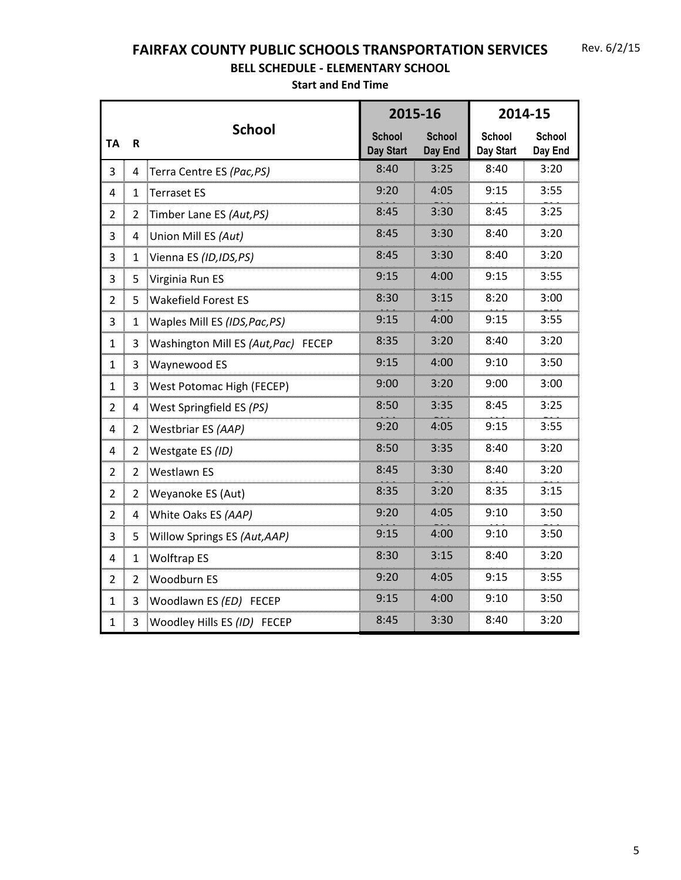# FAIRFAX COUNTY PUBLIC SCHOOLS TRANSPORTATION SERVICES

Rev. 6/2/15

## BELL SCHEDULE - ELEMENTARY SCHOOL

**Start and End Time**

| TA | R | School | 2015-16 | | 2014-15 | |
|---|---|---|---|---|---|---|
| | | | School Day Start | School Day End | School Day Start | School Day End |
| 3 | 4 | Terra Centre ES *(Pac,PS)* | 8:40 | 3:25 | 8:40 | 3:20 |
| 4 | 1 | Terraset ES | 9:20 | 4:05 | 9:15 | 3:55 |
| 2 | 2 | Timber Lane ES *(Aut,PS)* | 8:45 | 3:30 | 8:45 | 3:25 |
| 3 | 4 | Union Mill ES *(Aut)* | 8:45 | 3:30 | 8:40 | 3:20 |
| 3 | 1 | Vienna ES *(ID,IDS,PS)* | 8:45 | 3:30 | 8:40 | 3:20 |
| 3 | 5 | Virginia Run ES | 9:15 | 4:00 | 9:15 | 3:55 |
| 2 | 5 | Wakefield Forest ES | 8:30 | 3:15 | 8:20 | 3:00 |
| 3 | 1 | Waples Mill ES *(IDS,Pac,PS)* | 9:15 | 4:00 | 9:15 | 3:55 |
| 1 | 3 | Washington Mill ES *(Aut,Pac)* FECEP | 8:35 | 3:20 | 8:40 | 3:20 |
| 1 | 3 | Waynewood ES | 9:15 | 4:00 | 9:10 | 3:50 |
| 1 | 3 | West Potomac High (FECEP) | 9:00 | 3:20 | 9:00 | 3:00 |
| 2 | 4 | West Springfield ES *(PS)* | 8:50 | 3:35 | 8:45 | 3:25 |
| 4 | 2 | Westbriar ES *(AAP)* | 9:20 | 4:05 | 9:15 | 3:55 |
| 4 | 2 | Westgate ES *(ID)* | 8:50 | 3:35 | 8:40 | 3:20 |
| 2 | 2 | Westlawn ES | 8:45 | 3:30 | 8:40 | 3:20 |
| 2 | 2 | Weyanoke ES (Aut) | 8:35 | 3:20 | 8:35 | 3:15 |
| 2 | 4 | White Oaks ES *(AAP)* | 9:20 | 4:05 | 9:10 | 3:50 |
| 3 | 5 | Willow Springs ES *(Aut,AAP)* | 9:15 | 4:00 | 9:10 | 3:50 |
| 4 | 1 | Wolftrap ES | 8:30 | 3:15 | 8:40 | 3:20 |
| 2 | 2 | Woodburn ES | 9:20 | 4:05 | 9:15 | 3:55 |
| 1 | 3 | Woodlawn ES *(ED)* FECEP | 9:15 | 4:00 | 9:10 | 3:50 |
| 1 | 3 | Woodley Hills ES *(ID)* FECEP | 8:45 | 3:30 | 8:40 | 3:20 |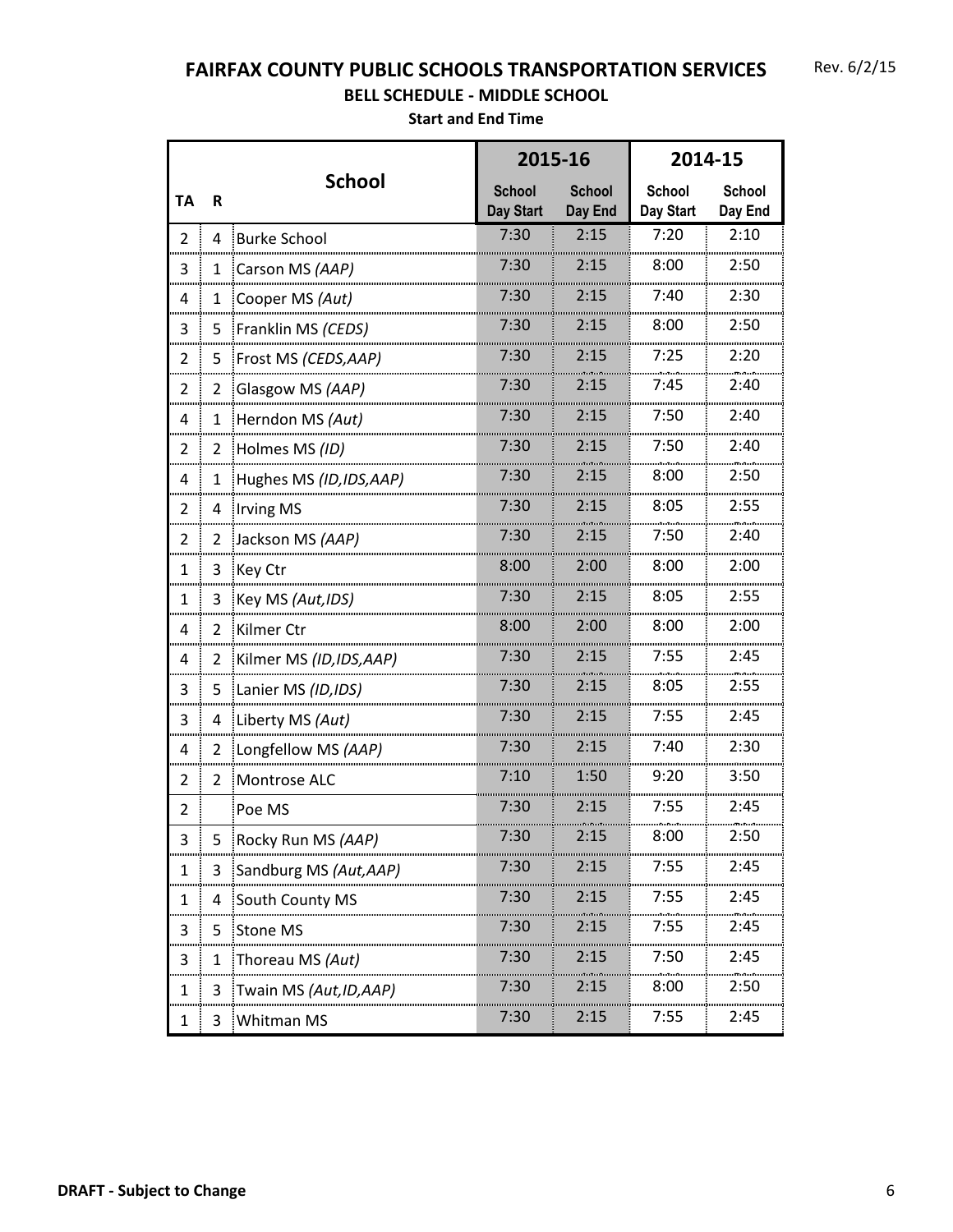# FAIRFAX COUNTY PUBLIC SCHOOLS TRANSPORTATION SERVICES

Rev. 6/2/15

## BELL SCHEDULE - MIDDLE SCHOOL

**Start and End Time**

| TA | R | School | 2015-16 | | 2014-15 | |
|---|---|---|---|---|---|---|
| | | | School Day Start | School Day End | School Day Start | School Day End |
| 2 | 4 | Burke School | 7:30 | 2:15 | 7:20 | 2:10 |
| 3 | 1 | Carson MS *(AAP)* | 7:30 | 2:15 | 8:00 | 2:50 |
| 4 | 1 | Cooper MS *(Aut)* | 7:30 | 2:15 | 7:40 | 2:30 |
| 3 | 5 | Franklin MS *(CEDS)* | 7:30 | 2:15 | 8:00 | 2:50 |
| 2 | 5 | Frost MS *(CEDS,AAP)* | 7:30 | 2:15 | 7:25 | 2:20 |
| 2 | 2 | Glasgow MS *(AAP)* | 7:30 | 2:15 | 7:45 | 2:40 |
| 4 | 1 | Herndon MS *(Aut)* | 7:30 | 2:15 | 7:50 | 2:40 |
| 2 | 2 | Holmes MS *(ID)* | 7:30 | 2:15 | 7:50 | 2:40 |
| 4 | 1 | Hughes MS *(ID,IDS,AAP)* | 7:30 | 2:15 | 8:00 | 2:50 |
| 2 | 4 | Irving MS | 7:30 | 2:15 | 8:05 | 2:55 |
| 2 | 2 | Jackson MS *(AAP)* | 7:30 | 2:15 | 7:50 | 2:40 |
| 1 | 3 | Key Ctr | 8:00 | 2:00 | 8:00 | 2:00 |
| 1 | 3 | Key MS *(Aut,IDS)* | 7:30 | 2:15 | 8:05 | 2:55 |
| 4 | 2 | Kilmer Ctr | 8:00 | 2:00 | 8:00 | 2:00 |
| 4 | 2 | Kilmer MS *(ID,IDS,AAP)* | 7:30 | 2:15 | 7:55 | 2:45 |
| 3 | 5 | Lanier MS *(ID,IDS)* | 7:30 | 2:15 | 8:05 | 2:55 |
| 3 | 4 | Liberty MS *(Aut)* | 7:30 | 2:15 | 7:55 | 2:45 |
| 4 | 2 | Longfellow MS *(AAP)* | 7:30 | 2:15 | 7:40 | 2:30 |
| 2 | 2 | Montrose ALC | 7:10 | 1:50 | 9:20 | 3:50 |
| 2 | | Poe MS | 7:30 | 2:15 | 7:55 | 2:45 |
| 3 | 5 | Rocky Run MS *(AAP)* | 7:30 | 2:15 | 8:00 | 2:50 |
| 1 | 3 | Sandburg MS *(Aut,AAP)* | 7:30 | 2:15 | 7:55 | 2:45 |
| 1 | 4 | South County MS | 7:30 | 2:15 | 7:55 | 2:45 |
| 3 | 5 | Stone MS | 7:30 | 2:15 | 7:55 | 2:45 |
| 3 | 1 | Thoreau MS *(Aut)* | 7:30 | 2:15 | 7:50 | 2:45 |
| 1 | 3 | Twain MS *(Aut,ID,AAP)* | 7:30 | 2:15 | 8:00 | 2:50 |
| 1 | 3 | Whitman MS | 7:30 | 2:15 | 7:55 | 2:45 |

**DRAFT - Subject to Change**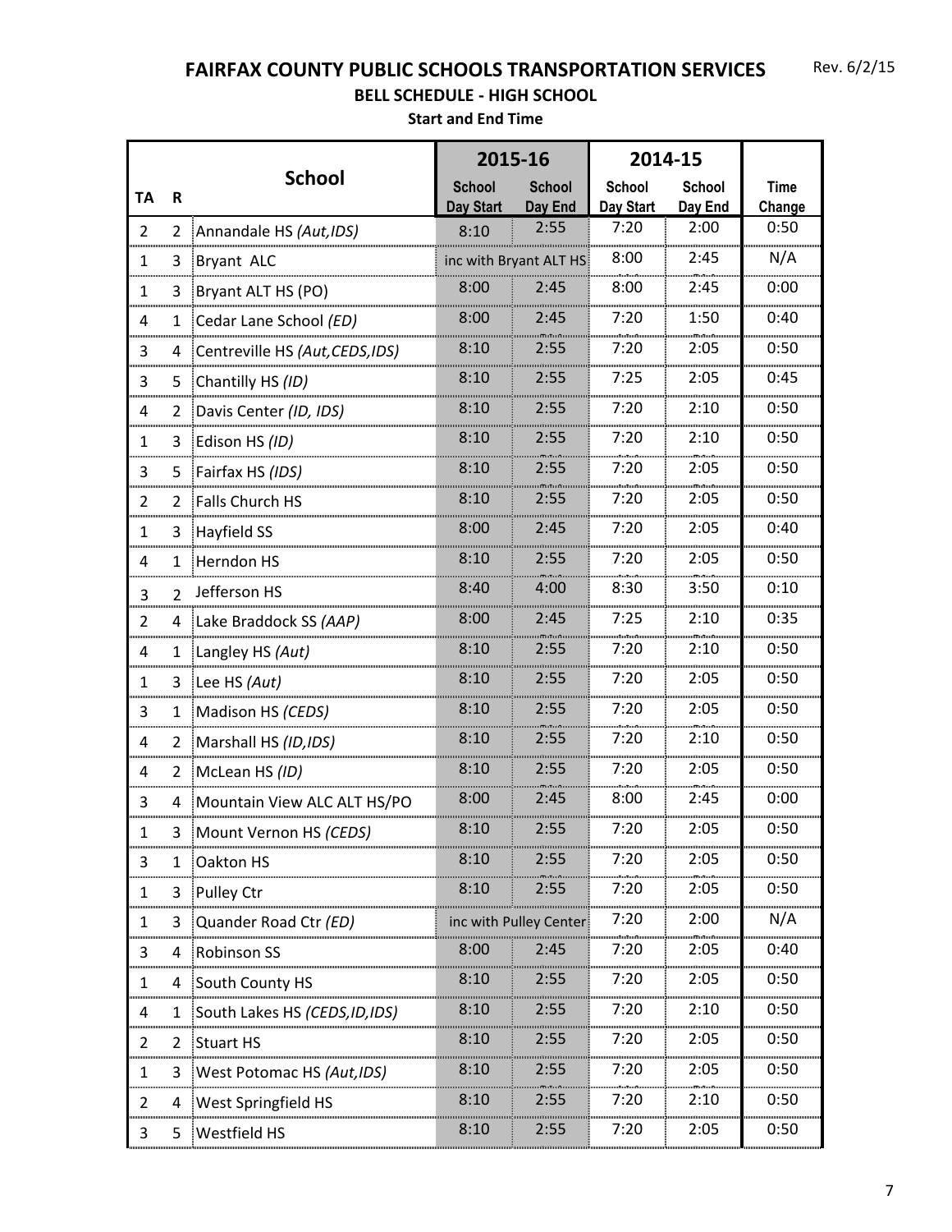# FAIRFAX COUNTY PUBLIC SCHOOLS TRANSPORTATION SERVICES

Rev. 6/2/15

## BELL SCHEDULE - HIGH SCHOOL

**Start and End Time**

| TA | R | School | 2015-16 School Day Start | 2015-16 School Day End | 2014-15 School Day Start | 2014-15 School Day End | Time Change |
|---|---|---|---|---|---|---|---|
| 2 | 2 | Annandale HS *(Aut,IDS)* | 8:10 | 2:55 | 7:20 | 2:00 | 0:50 |
| 1 | 3 | Bryant ALC | inc with Bryant ALT HS | | 8:00 | 2:45 | N/A |
| 1 | 3 | Bryant ALT HS (PO) | 8:00 | 2:45 | 8:00 | 2:45 | 0:00 |
| 4 | 1 | Cedar Lane School *(ED)* | 8:00 | 2:45 | 7:20 | 1:50 | 0:40 |
| 3 | 4 | Centreville HS *(Aut,CEDS,IDS)* | 8:10 | 2:55 | 7:20 | 2:05 | 0:50 |
| 3 | 5 | Chantilly HS *(ID)* | 8:10 | 2:55 | 7:25 | 2:05 | 0:45 |
| 4 | 2 | Davis Center *(ID, IDS)* | 8:10 | 2:55 | 7:20 | 2:10 | 0:50 |
| 1 | 3 | Edison HS *(ID)* | 8:10 | 2:55 | 7:20 | 2:10 | 0:50 |
| 3 | 5 | Fairfax HS *(IDS)* | 8:10 | 2:55 | 7:20 | 2:05 | 0:50 |
| 2 | 2 | Falls Church HS | 8:10 | 2:55 | 7:20 | 2:05 | 0:50 |
| 1 | 3 | Hayfield SS | 8:00 | 2:45 | 7:20 | 2:05 | 0:40 |
| 4 | 1 | Herndon HS | 8:10 | 2:55 | 7:20 | 2:05 | 0:50 |
| 3 | 2 | Jefferson HS | 8:40 | 4:00 | 8:30 | 3:50 | 0:10 |
| 2 | 4 | Lake Braddock SS *(AAP)* | 8:00 | 2:45 | 7:25 | 2:10 | 0:35 |
| 4 | 1 | Langley HS *(Aut)* | 8:10 | 2:55 | 7:20 | 2:10 | 0:50 |
| 1 | 3 | Lee HS *(Aut)* | 8:10 | 2:55 | 7:20 | 2:05 | 0:50 |
| 3 | 1 | Madison HS *(CEDS)* | 8:10 | 2:55 | 7:20 | 2:05 | 0:50 |
| 4 | 2 | Marshall HS *(ID,IDS)* | 8:10 | 2:55 | 7:20 | 2:10 | 0:50 |
| 4 | 2 | McLean HS *(ID)* | 8:10 | 2:55 | 7:20 | 2:05 | 0:50 |
| 3 | 4 | Mountain View ALC ALT HS/PO | 8:00 | 2:45 | 8:00 | 2:45 | 0:00 |
| 1 | 3 | Mount Vernon HS *(CEDS)* | 8:10 | 2:55 | 7:20 | 2:05 | 0:50 |
| 3 | 1 | Oakton HS | 8:10 | 2:55 | 7:20 | 2:05 | 0:50 |
| 1 | 3 | Pulley Ctr | 8:10 | 2:55 | 7:20 | 2:05 | 0:50 |
| 1 | 3 | Quander Road Ctr *(ED)* | inc with Pulley Center | | 7:20 | 2:00 | N/A |
| 3 | 4 | Robinson SS | 8:00 | 2:45 | 7:20 | 2:05 | 0:40 |
| 1 | 4 | South County HS | 8:10 | 2:55 | 7:20 | 2:05 | 0:50 |
| 4 | 1 | South Lakes HS *(CEDS,ID,IDS)* | 8:10 | 2:55 | 7:20 | 2:10 | 0:50 |
| 2 | 2 | Stuart HS | 8:10 | 2:55 | 7:20 | 2:05 | 0:50 |
| 1 | 3 | West Potomac HS *(Aut,IDS)* | 8:10 | 2:55 | 7:20 | 2:05 | 0:50 |
| 2 | 4 | West Springfield HS | 8:10 | 2:55 | 7:20 | 2:10 | 0:50 |
| 3 | 5 | Westfield HS | 8:10 | 2:55 | 7:20 | 2:05 | 0:50 |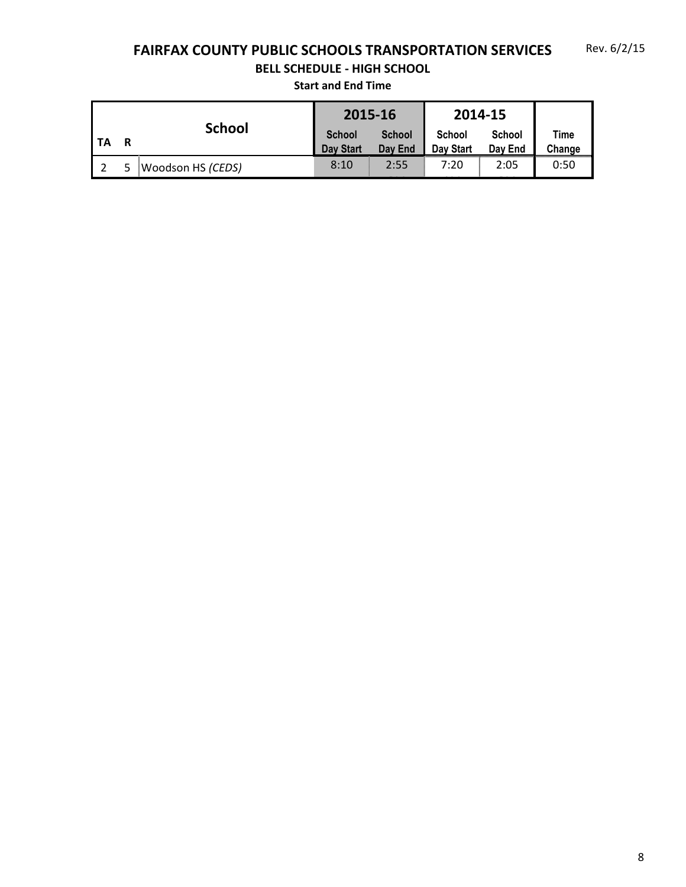Rev. 6/2/15

# FAIRFAX COUNTY PUBLIC SCHOOLS TRANSPORTATION SERVICES

## BELL SCHEDULE - HIGH SCHOOL

### Start and End Time

| TA | R | School | 2015-16 | | 2014-15 | | |
|---|---|---|---|---|---|---|---|
| | | | School Day Start | School Day End | School Day Start | School Day End | Time Change |
| 2 | 5 | Woodson HS *(CEDS)* | 8:10 | 2:55 | 7:20 | 2:05 | 0:50 |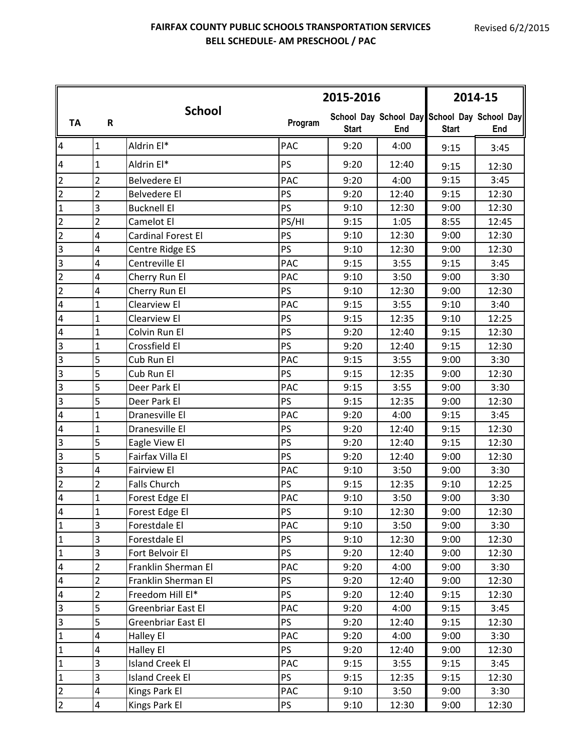**FAIRFAX COUNTY PUBLIC SCHOOLS TRANSPORTATION SERVICES**
**BELL SCHEDULE- AM PRESCHOOL / PAC**

Revised 6/2/2015

| TA | R | School | Program | 2015-2016 | | 2014-15 | |
|---|---|---|---|---|---|---|---|
| | | | | School Day Start | School Day End | School Day Start | School Day End |
| 4 | 1 | Aldrin El* | PAC | 9:20 | 4:00 | 9:15 | 3:45 |
| 4 | 1 | Aldrin El* | PS | 9:20 | 12:40 | 9:15 | 12:30 |
| 2 | 2 | Belvedere El | PAC | 9:20 | 4:00 | 9:15 | 3:45 |
| 2 | 2 | Belvedere El | PS | 9:20 | 12:40 | 9:15 | 12:30 |
| 1 | 3 | Bucknell El | PS | 9:10 | 12:30 | 9:00 | 12:30 |
| 2 | 2 | Camelot El | PS/HI | 9:15 | 1:05 | 8:55 | 12:45 |
| 2 | 4 | Cardinal Forest El | PS | 9:10 | 12:30 | 9:00 | 12:30 |
| 3 | 4 | Centre Ridge ES | PS | 9:10 | 12:30 | 9:00 | 12:30 |
| 3 | 4 | Centreville El | PAC | 9:15 | 3:55 | 9:15 | 3:45 |
| 2 | 4 | Cherry Run El | PAC | 9:10 | 3:50 | 9:00 | 3:30 |
| 2 | 4 | Cherry Run El | PS | 9:10 | 12:30 | 9:00 | 12:30 |
| 4 | 1 | Clearview El | PAC | 9:15 | 3:55 | 9:10 | 3:40 |
| 4 | 1 | Clearview El | PS | 9:15 | 12:35 | 9:10 | 12:25 |
| 4 | 1 | Colvin Run El | PS | 9:20 | 12:40 | 9:15 | 12:30 |
| 3 | 1 | Crossfield El | PS | 9:20 | 12:40 | 9:15 | 12:30 |
| 3 | 5 | Cub Run El | PAC | 9:15 | 3:55 | 9:00 | 3:30 |
| 3 | 5 | Cub Run El | PS | 9:15 | 12:35 | 9:00 | 12:30 |
| 3 | 5 | Deer Park El | PAC | 9:15 | 3:55 | 9:00 | 3:30 |
| 3 | 5 | Deer Park El | PS | 9:15 | 12:35 | 9:00 | 12:30 |
| 4 | 1 | Dranesville El | PAC | 9:20 | 4:00 | 9:15 | 3:45 |
| 4 | 1 | Dranesville El | PS | 9:20 | 12:40 | 9:15 | 12:30 |
| 3 | 5 | Eagle View El | PS | 9:20 | 12:40 | 9:15 | 12:30 |
| 3 | 5 | Fairfax Villa El | PS | 9:20 | 12:40 | 9:00 | 12:30 |
| 3 | 4 | Fairview El | PAC | 9:10 | 3:50 | 9:00 | 3:30 |
| 2 | 2 | Falls Church | PS | 9:15 | 12:35 | 9:10 | 12:25 |
| 4 | 1 | Forest Edge El | PAC | 9:10 | 3:50 | 9:00 | 3:30 |
| 4 | 1 | Forest Edge El | PS | 9:10 | 12:30 | 9:00 | 12:30 |
| 1 | 3 | Forestdale El | PAC | 9:10 | 3:50 | 9:00 | 3:30 |
| 1 | 3 | Forestdale El | PS | 9:10 | 12:30 | 9:00 | 12:30 |
| 1 | 3 | Fort Belvoir El | PS | 9:20 | 12:40 | 9:00 | 12:30 |
| 4 | 2 | Franklin Sherman El | PAC | 9:20 | 4:00 | 9:00 | 3:30 |
| 4 | 2 | Franklin Sherman El | PS | 9:20 | 12:40 | 9:00 | 12:30 |
| 4 | 2 | Freedom Hill El* | PS | 9:20 | 12:40 | 9:15 | 12:30 |
| 3 | 5 | Greenbriar East El | PAC | 9:20 | 4:00 | 9:15 | 3:45 |
| 3 | 5 | Greenbriar East El | PS | 9:20 | 12:40 | 9:15 | 12:30 |
| 1 | 4 | Halley El | PAC | 9:20 | 4:00 | 9:00 | 3:30 |
| 1 | 4 | Halley El | PS | 9:20 | 12:40 | 9:00 | 12:30 |
| 1 | 3 | Island Creek El | PAC | 9:15 | 3:55 | 9:15 | 3:45 |
| 1 | 3 | Island Creek El | PS | 9:15 | 12:35 | 9:15 | 12:30 |
| 2 | 4 | Kings Park El | PAC | 9:10 | 3:50 | 9:00 | 3:30 |
| 2 | 4 | Kings Park El | PS | 9:10 | 12:30 | 9:00 | 12:30 |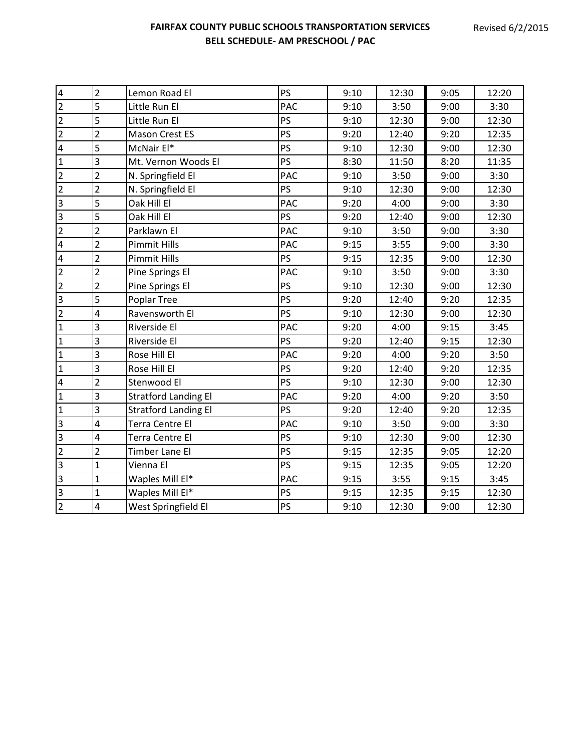**FAIRFAX COUNTY PUBLIC SCHOOLS TRANSPORTATION SERVICES**
**BELL SCHEDULE- AM PRESCHOOL / PAC**

Revised 6/2/2015

| | | | | | | | |
|---|---|---|---|---|---|---|---|
| 4 | 2 | Lemon Road El | PS | 9:10 | 12:30 | 9:05 | 12:20 |
| 2 | 5 | Little Run El | PAC | 9:10 | 3:50 | 9:00 | 3:30 |
| 2 | 5 | Little Run El | PS | 9:10 | 12:30 | 9:00 | 12:30 |
| 2 | 2 | Mason Crest ES | PS | 9:20 | 12:40 | 9:20 | 12:35 |
| 4 | 5 | McNair El* | PS | 9:10 | 12:30 | 9:00 | 12:30 |
| 1 | 3 | Mt. Vernon Woods El | PS | 8:30 | 11:50 | 8:20 | 11:35 |
| 2 | 2 | N. Springfield El | PAC | 9:10 | 3:50 | 9:00 | 3:30 |
| 2 | 2 | N. Springfield El | PS | 9:10 | 12:30 | 9:00 | 12:30 |
| 3 | 5 | Oak Hill El | PAC | 9:20 | 4:00 | 9:00 | 3:30 |
| 3 | 5 | Oak Hill El | PS | 9:20 | 12:40 | 9:00 | 12:30 |
| 2 | 2 | Parklawn El | PAC | 9:10 | 3:50 | 9:00 | 3:30 |
| 4 | 2 | Pimmit Hills | PAC | 9:15 | 3:55 | 9:00 | 3:30 |
| 4 | 2 | Pimmit Hills | PS | 9:15 | 12:35 | 9:00 | 12:30 |
| 2 | 2 | Pine Springs El | PAC | 9:10 | 3:50 | 9:00 | 3:30 |
| 2 | 2 | Pine Springs El | PS | 9:10 | 12:30 | 9:00 | 12:30 |
| 3 | 5 | Poplar Tree | PS | 9:20 | 12:40 | 9:20 | 12:35 |
| 2 | 4 | Ravensworth El | PS | 9:10 | 12:30 | 9:00 | 12:30 |
| 1 | 3 | Riverside El | PAC | 9:20 | 4:00 | 9:15 | 3:45 |
| 1 | 3 | Riverside El | PS | 9:20 | 12:40 | 9:15 | 12:30 |
| 1 | 3 | Rose Hill El | PAC | 9:20 | 4:00 | 9:20 | 3:50 |
| 1 | 3 | Rose Hill El | PS | 9:20 | 12:40 | 9:20 | 12:35 |
| 4 | 2 | Stenwood El | PS | 9:10 | 12:30 | 9:00 | 12:30 |
| 1 | 3 | Stratford Landing El | PAC | 9:20 | 4:00 | 9:20 | 3:50 |
| 1 | 3 | Stratford Landing El | PS | 9:20 | 12:40 | 9:20 | 12:35 |
| 3 | 4 | Terra Centre El | PAC | 9:10 | 3:50 | 9:00 | 3:30 |
| 3 | 4 | Terra Centre El | PS | 9:10 | 12:30 | 9:00 | 12:30 |
| 2 | 2 | Timber Lane El | PS | 9:15 | 12:35 | 9:05 | 12:20 |
| 3 | 1 | Vienna El | PS | 9:15 | 12:35 | 9:05 | 12:20 |
| 3 | 1 | Waples Mill El* | PAC | 9:15 | 3:55 | 9:15 | 3:45 |
| 3 | 1 | Waples Mill El* | PS | 9:15 | 12:35 | 9:15 | 12:30 |
| 2 | 4 | West Springfield El | PS | 9:10 | 12:30 | 9:00 | 12:30 |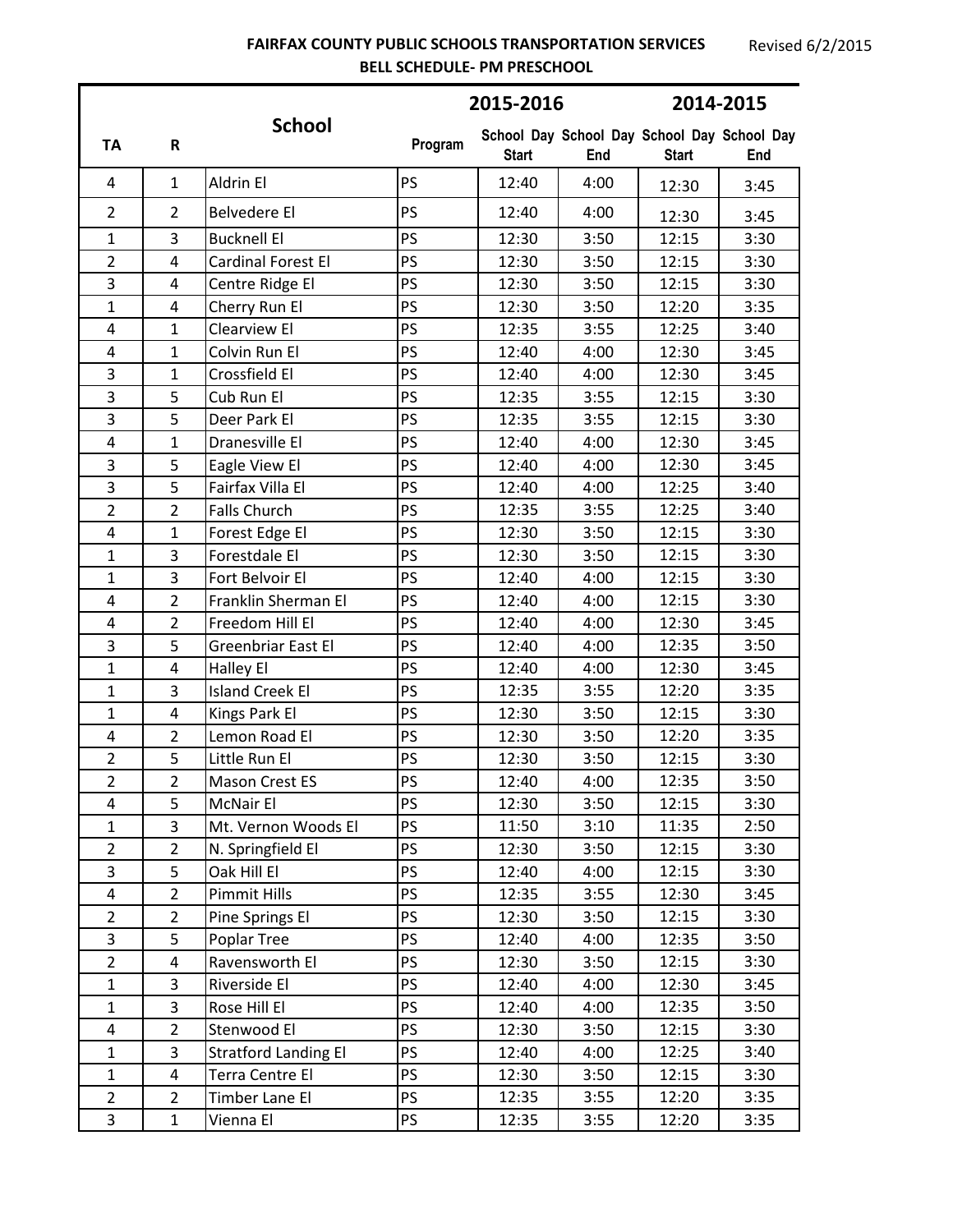**FAIRFAX COUNTY PUBLIC SCHOOLS TRANSPORTATION SERVICES**
**BELL SCHEDULE- PM PRESCHOOL**

Revised 6/2/2015

| TA | R | School | Program | 2015-2016 | | 2014-2015 | |
|---|---|---|---|---|---|---|---|
| | | | | School Day Start | School Day End | School Day Start | School Day End |
| 4 | 1 | Aldrin El | PS | 12:40 | 4:00 | 12:30 | 3:45 |
| 2 | 2 | Belvedere El | PS | 12:40 | 4:00 | 12:30 | 3:45 |
| 1 | 3 | Bucknell El | PS | 12:30 | 3:50 | 12:15 | 3:30 |
| 2 | 4 | Cardinal Forest El | PS | 12:30 | 3:50 | 12:15 | 3:30 |
| 3 | 4 | Centre Ridge El | PS | 12:30 | 3:50 | 12:15 | 3:30 |
| 1 | 4 | Cherry Run El | PS | 12:30 | 3:50 | 12:20 | 3:35 |
| 4 | 1 | Clearview El | PS | 12:35 | 3:55 | 12:25 | 3:40 |
| 4 | 1 | Colvin Run El | PS | 12:40 | 4:00 | 12:30 | 3:45 |
| 3 | 1 | Crossfield El | PS | 12:40 | 4:00 | 12:30 | 3:45 |
| 3 | 5 | Cub Run El | PS | 12:35 | 3:55 | 12:15 | 3:30 |
| 3 | 5 | Deer Park El | PS | 12:35 | 3:55 | 12:15 | 3:30 |
| 4 | 1 | Dranesville El | PS | 12:40 | 4:00 | 12:30 | 3:45 |
| 3 | 5 | Eagle View El | PS | 12:40 | 4:00 | 12:30 | 3:45 |
| 3 | 5 | Fairfax Villa El | PS | 12:40 | 4:00 | 12:25 | 3:40 |
| 2 | 2 | Falls Church | PS | 12:35 | 3:55 | 12:25 | 3:40 |
| 4 | 1 | Forest Edge El | PS | 12:30 | 3:50 | 12:15 | 3:30 |
| 1 | 3 | Forestdale El | PS | 12:30 | 3:50 | 12:15 | 3:30 |
| 1 | 3 | Fort Belvoir El | PS | 12:40 | 4:00 | 12:15 | 3:30 |
| 4 | 2 | Franklin Sherman El | PS | 12:40 | 4:00 | 12:15 | 3:30 |
| 4 | 2 | Freedom Hill El | PS | 12:40 | 4:00 | 12:30 | 3:45 |
| 3 | 5 | Greenbriar East El | PS | 12:40 | 4:00 | 12:35 | 3:50 |
| 1 | 4 | Halley El | PS | 12:40 | 4:00 | 12:30 | 3:45 |
| 1 | 3 | Island Creek El | PS | 12:35 | 3:55 | 12:20 | 3:35 |
| 1 | 4 | Kings Park El | PS | 12:30 | 3:50 | 12:15 | 3:30 |
| 4 | 2 | Lemon Road El | PS | 12:30 | 3:50 | 12:20 | 3:35 |
| 2 | 5 | Little Run El | PS | 12:30 | 3:50 | 12:15 | 3:30 |
| 2 | 2 | Mason Crest ES | PS | 12:40 | 4:00 | 12:35 | 3:50 |
| 4 | 5 | McNair El | PS | 12:30 | 3:50 | 12:15 | 3:30 |
| 1 | 3 | Mt. Vernon Woods El | PS | 11:50 | 3:10 | 11:35 | 2:50 |
| 2 | 2 | N. Springfield El | PS | 12:30 | 3:50 | 12:15 | 3:30 |
| 3 | 5 | Oak Hill El | PS | 12:40 | 4:00 | 12:15 | 3:30 |
| 4 | 2 | Pimmit Hills | PS | 12:35 | 3:55 | 12:30 | 3:45 |
| 2 | 2 | Pine Springs El | PS | 12:30 | 3:50 | 12:15 | 3:30 |
| 3 | 5 | Poplar Tree | PS | 12:40 | 4:00 | 12:35 | 3:50 |
| 2 | 4 | Ravensworth El | PS | 12:30 | 3:50 | 12:15 | 3:30 |
| 1 | 3 | Riverside El | PS | 12:40 | 4:00 | 12:30 | 3:45 |
| 1 | 3 | Rose Hill El | PS | 12:40 | 4:00 | 12:35 | 3:50 |
| 4 | 2 | Stenwood El | PS | 12:30 | 3:50 | 12:15 | 3:30 |
| 1 | 3 | Stratford Landing El | PS | 12:40 | 4:00 | 12:25 | 3:40 |
| 1 | 4 | Terra Centre El | PS | 12:30 | 3:50 | 12:15 | 3:30 |
| 2 | 2 | Timber Lane El | PS | 12:35 | 3:55 | 12:20 | 3:35 |
| 3 | 1 | Vienna El | PS | 12:35 | 3:55 | 12:20 | 3:35 |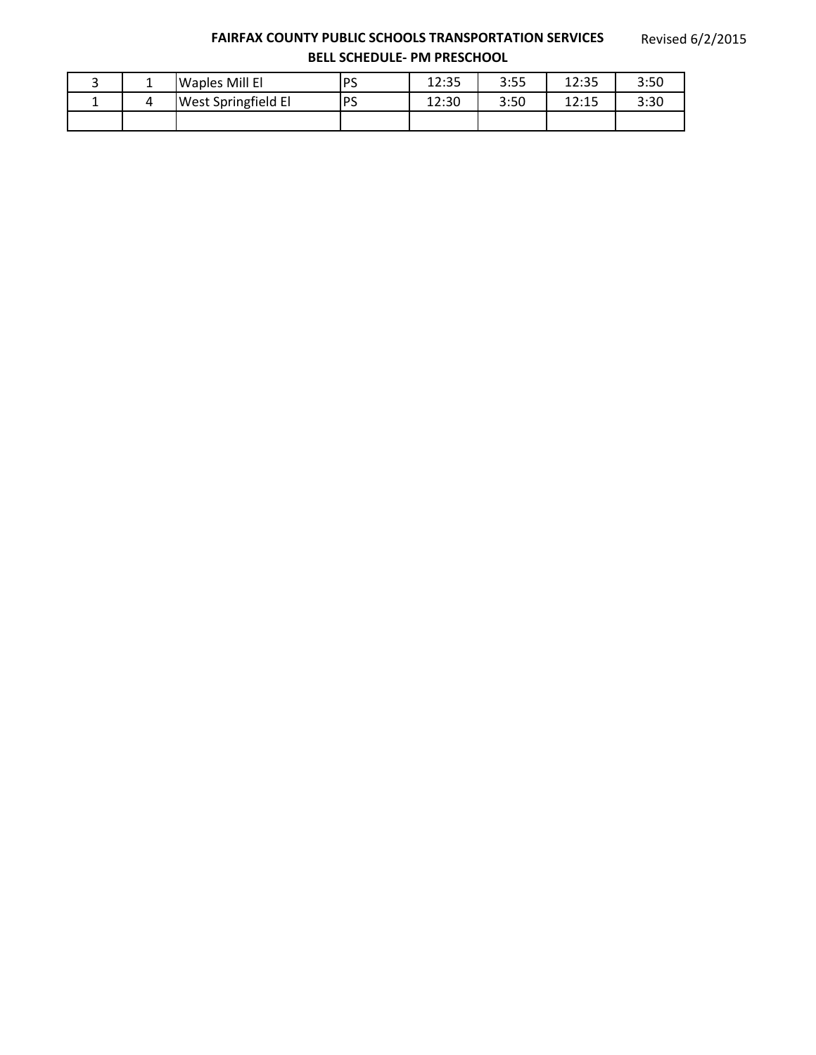**FAIRFAX COUNTY PUBLIC SCHOOLS TRANSPORTATION SERVICES**

Revised 6/2/2015

**BELL SCHEDULE- PM PRESCHOOL**

| | | | | | | | |
|---|---|---|---|---|---|---|---|
| 3 | 1 | Waples Mill El | PS | 12:35 | 3:55 | 12:35 | 3:50 |
| 1 | 4 | West Springfield El | PS | 12:30 | 3:50 | 12:15 | 3:30 |
| | | | | | | | |